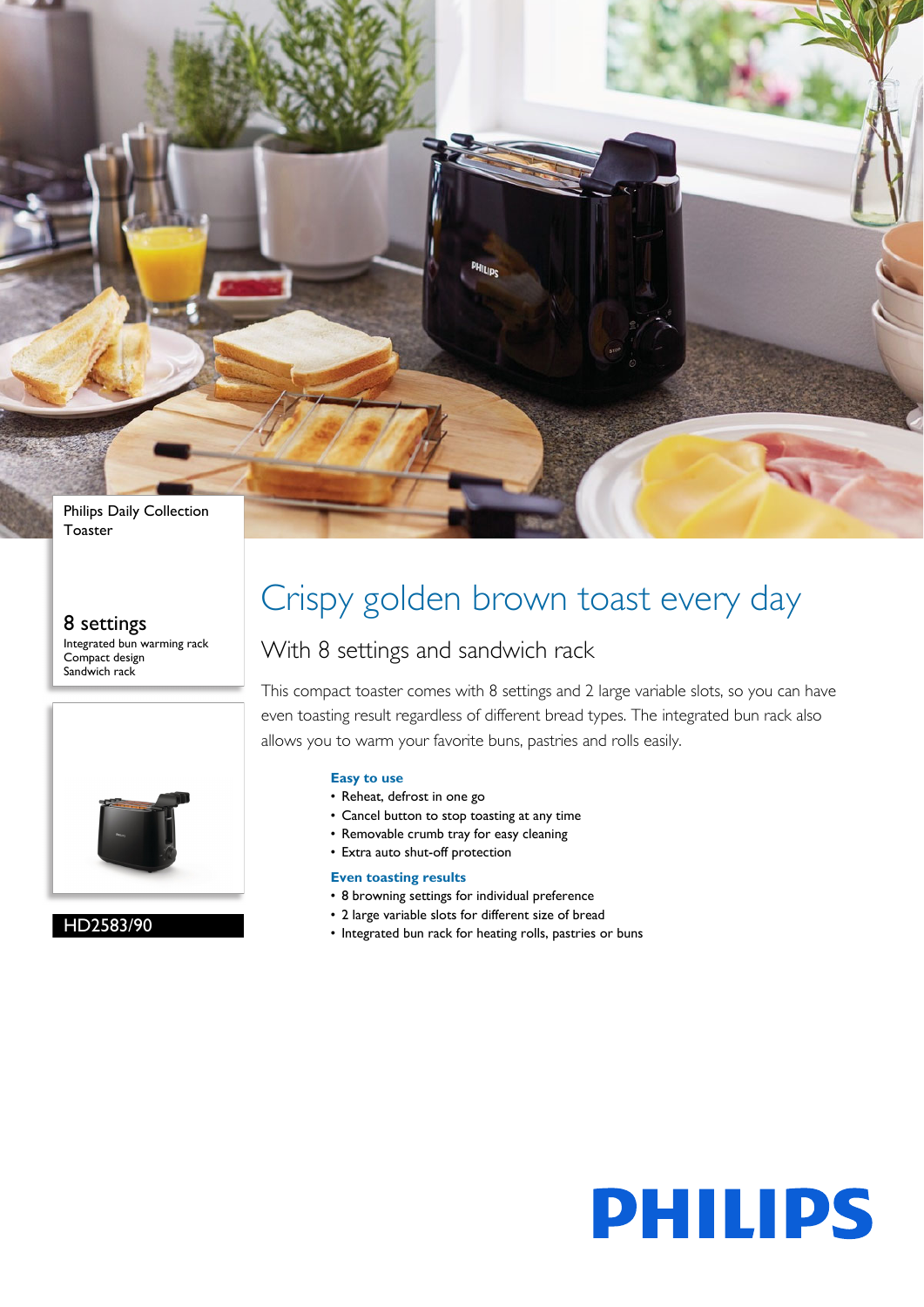Philips Daily Collection
Toaster

## 8 settings

Integrated bun warming rack
Compact design
Sandwich rack

HD2583/90

# Crispy golden brown toast every day

## With 8 settings and sandwich rack

This compact toaster comes with 8 settings and 2 large variable slots, so you can have even toasting result regardless of different bread types. The integrated bun rack also allows you to warm your favorite buns, pastries and rolls easily.

### Easy to use

- Reheat, defrost in one go
- Cancel button to stop toasting at any time
- Removable crumb tray for easy cleaning
- Extra auto shut-off protection

### Even toasting results

- 8 browning settings for individual preference
- 2 large variable slots for different size of bread
- Integrated bun rack for heating rolls, pastries or buns

PHILIPS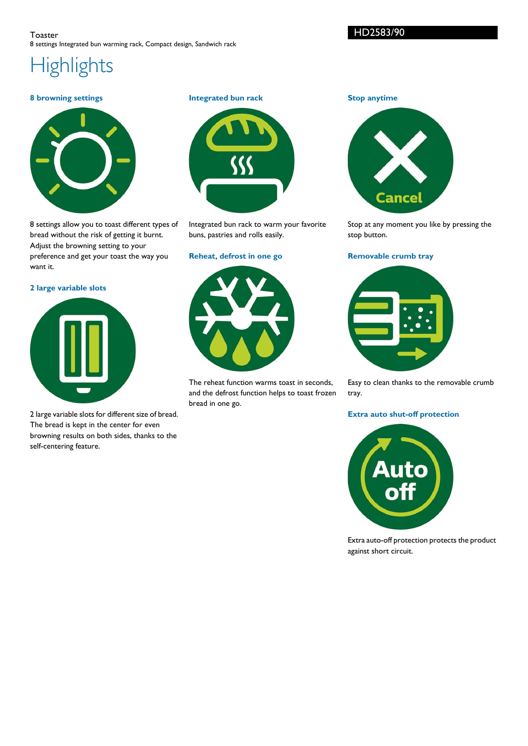Toaster

8 settings Integrated bun warming rack, Compact design, Sandwich rack

HD2583/90

# Highlights

### 8 browning settings

8 settings allow you to toast different types of bread without the risk of getting it burnt. Adjust the browning setting to your preference and get your toast the way you want it.

### 2 large variable slots

2 large variable slots for different size of bread. The bread is kept in the center for even browning results on both sides, thanks to the self-centering feature.

### Integrated bun rack

Integrated bun rack to warm your favorite buns, pastries and rolls easily.

### Reheat, defrost in one go

The reheat function warms toast in seconds, and the defrost function helps to toast frozen bread in one go.

### Stop anytime

Stop at any moment you like by pressing the stop button.

### Removable crumb tray

Easy to clean thanks to the removable crumb tray.

### Extra auto shut-off protection

Extra auto-off protection protects the product against short circuit.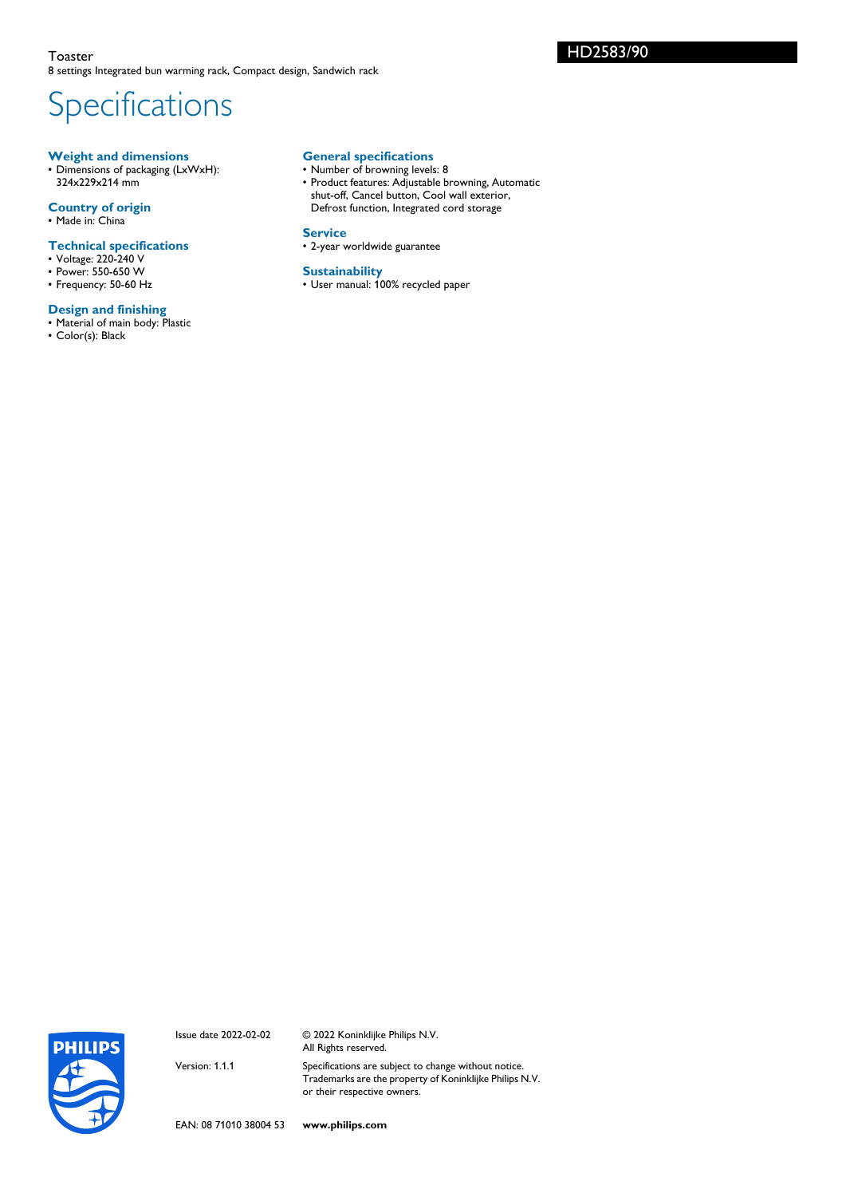Toaster

8 settings Integrated bun warming rack, Compact design, Sandwich rack

HD2583/90

# Specifications

### Weight and dimensions

- Dimensions of packaging (LxWxH): 324x229x214 mm

### Country of origin

- Made in: China

### Technical specifications

- Voltage: 220-240 V
- Power: 550-650 W
- Frequency: 50-60 Hz

### Design and finishing

- Material of main body: Plastic
- Color(s): Black

### General specifications

- Number of browning levels: 8
- Product features: Adjustable browning, Automatic shut-off, Cancel button, Cool wall exterior, Defrost function, Integrated cord storage

### Service

- 2-year worldwide guarantee

### Sustainability

- User manual: 100% recycled paper

Issue date 2022-02-02

Version: 1.1.1

EAN: 08 71010 38004 53

© 2022 Koninklijke Philips N.V.
All Rights reserved.

Specifications are subject to change without notice. Trademarks are the property of Koninklijke Philips N.V. or their respective owners.

**www.philips.com**